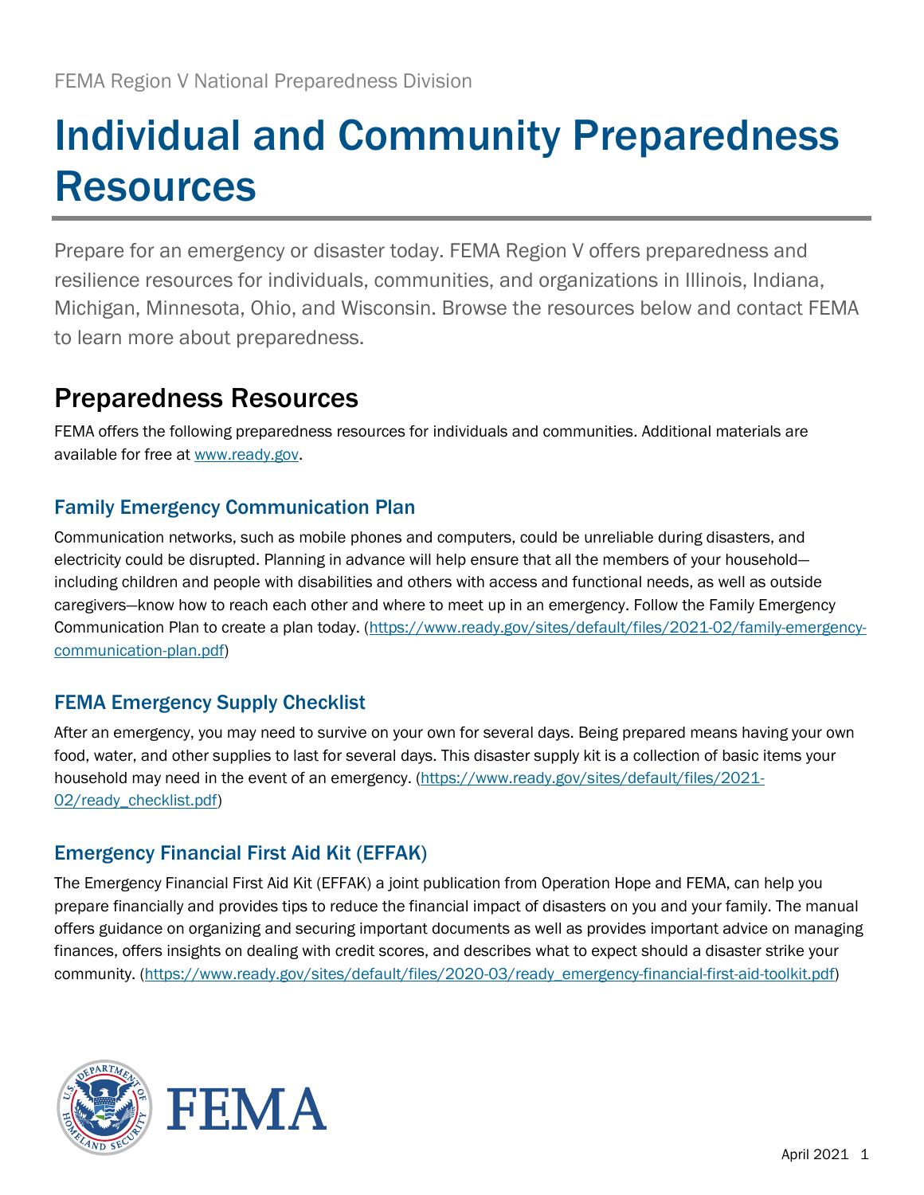FEMA Region V National Preparedness Division

# Individual and Community Preparedness Resources

Prepare for an emergency or disaster today. FEMA Region V offers preparedness and resilience resources for individuals, communities, and organizations in Illinois, Indiana, Michigan, Minnesota, Ohio, and Wisconsin. Browse the resources below and contact FEMA to learn more about preparedness.

## Preparedness Resources

FEMA offers the following preparedness resources for individuals and communities. Additional materials are available for free at www.ready.gov.

### Family Emergency Communication Plan

Communication networks, such as mobile phones and computers, could be unreliable during disasters, and electricity could be disrupted. Planning in advance will help ensure that all the members of your household—including children and people with disabilities and others with access and functional needs, as well as outside caregivers—know how to reach each other and where to meet up in an emergency. Follow the Family Emergency Communication Plan to create a plan today. (https://www.ready.gov/sites/default/files/2021-02/family-emergency-communication-plan.pdf)

### FEMA Emergency Supply Checklist

After an emergency, you may need to survive on your own for several days. Being prepared means having your own food, water, and other supplies to last for several days. This disaster supply kit is a collection of basic items your household may need in the event of an emergency. (https://www.ready.gov/sites/default/files/2021-02/ready_checklist.pdf)

### Emergency Financial First Aid Kit (EFFAK)

The Emergency Financial First Aid Kit (EFFAK) a joint publication from Operation Hope and FEMA, can help you prepare financially and provides tips to reduce the financial impact of disasters on you and your family. The manual offers guidance on organizing and securing important documents as well as provides important advice on managing finances, offers insights on dealing with credit scores, and describes what to expect should a disaster strike your community. (https://www.ready.gov/sites/default/files/2020-03/ready_emergency-financial-first-aid-toolkit.pdf)

April 2021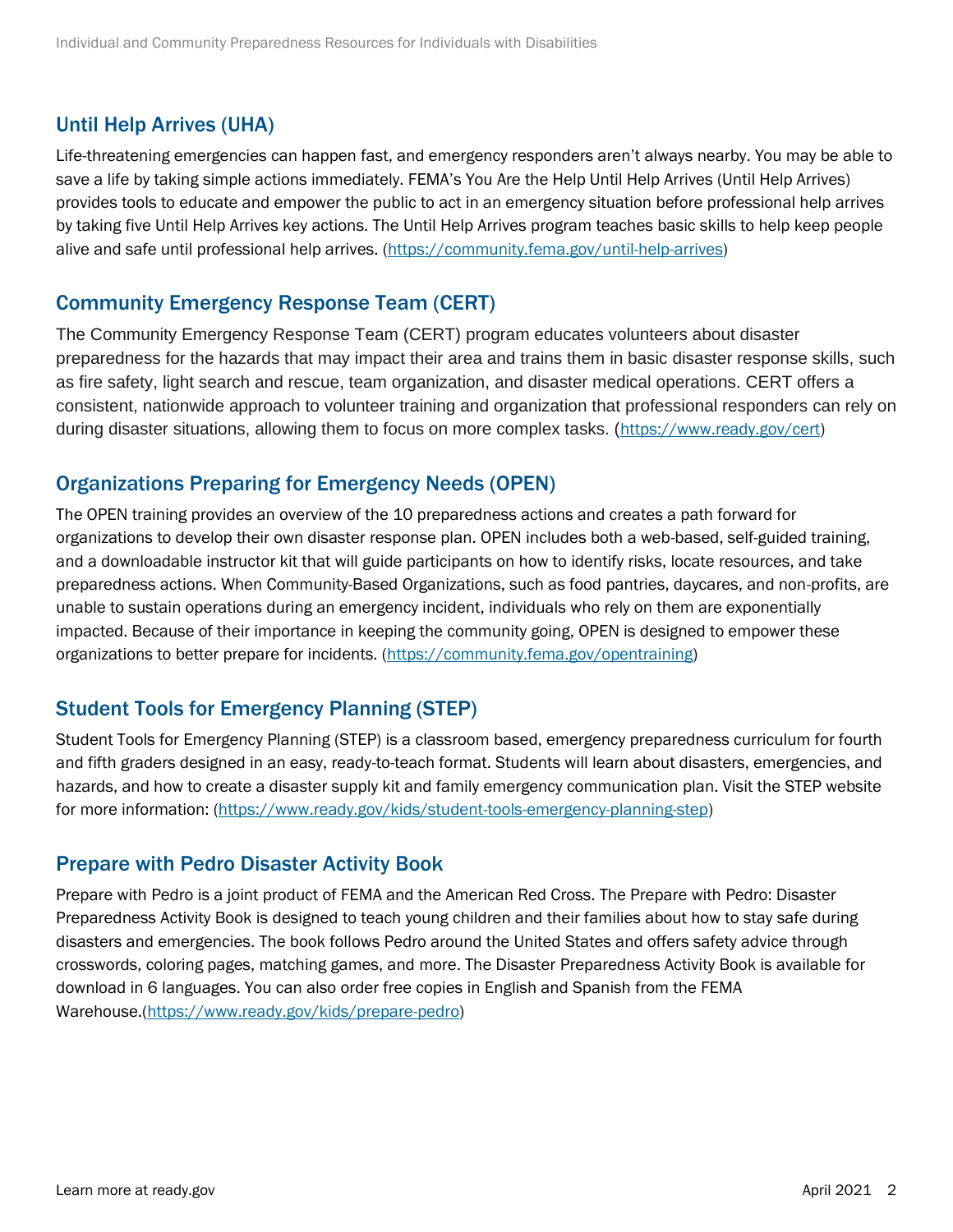## Until Help Arrives (UHA)

Life-threatening emergencies can happen fast, and emergency responders aren't always nearby. You may be able to save a life by taking simple actions immediately. FEMA's You Are the Help Until Help Arrives (Until Help Arrives) provides tools to educate and empower the public to act in an emergency situation before professional help arrives by taking five Until Help Arrives key actions. The Until Help Arrives program teaches basic skills to help keep people alive and safe until professional help arrives. (https://community.fema.gov/until-help-arrives)

## Community Emergency Response Team (CERT)

The Community Emergency Response Team (CERT) program educates volunteers about disaster preparedness for the hazards that may impact their area and trains them in basic disaster response skills, such as fire safety, light search and rescue, team organization, and disaster medical operations. CERT offers a consistent, nationwide approach to volunteer training and organization that professional responders can rely on during disaster situations, allowing them to focus on more complex tasks. (https://www.ready.gov/cert)

## Organizations Preparing for Emergency Needs (OPEN)

The OPEN training provides an overview of the 10 preparedness actions and creates a path forward for organizations to develop their own disaster response plan. OPEN includes both a web-based, self-guided training, and a downloadable instructor kit that will guide participants on how to identify risks, locate resources, and take preparedness actions. When Community-Based Organizations, such as food pantries, daycares, and non-profits, are unable to sustain operations during an emergency incident, individuals who rely on them are exponentially impacted. Because of their importance in keeping the community going, OPEN is designed to empower these organizations to better prepare for incidents. (https://community.fema.gov/opentraining)

## Student Tools for Emergency Planning (STEP)

Student Tools for Emergency Planning (STEP) is a classroom based, emergency preparedness curriculum for fourth and fifth graders designed in an easy, ready-to-teach format. Students will learn about disasters, emergencies, and hazards, and how to create a disaster supply kit and family emergency communication plan. Visit the STEP website for more information: (https://www.ready.gov/kids/student-tools-emergency-planning-step)

## Prepare with Pedro Disaster Activity Book

Prepare with Pedro is a joint product of FEMA and the American Red Cross. The Prepare with Pedro: Disaster Preparedness Activity Book is designed to teach young children and their families about how to stay safe during disasters and emergencies. The book follows Pedro around the United States and offers safety advice through crosswords, coloring pages, matching games, and more. The Disaster Preparedness Activity Book is available for download in 6 languages. You can also order free copies in English and Spanish from the FEMA Warehouse.(https://www.ready.gov/kids/prepare-pedro)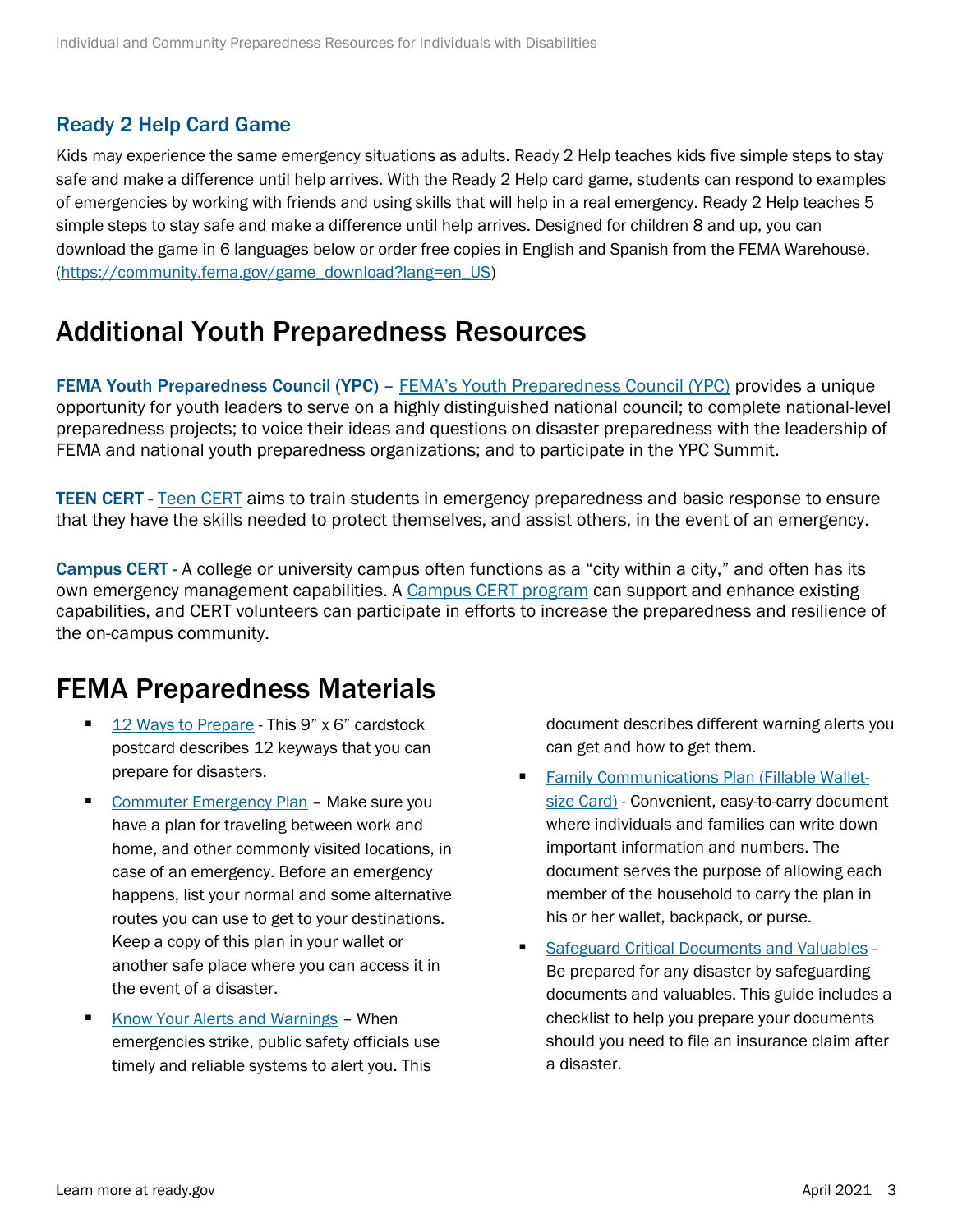### Ready 2 Help Card Game

Kids may experience the same emergency situations as adults. Ready 2 Help teaches kids five simple steps to stay safe and make a difference until help arrives. With the Ready 2 Help card game, students can respond to examples of emergencies by working with friends and using skills that will help in a real emergency. Ready 2 Help teaches 5 simple steps to stay safe and make a difference until help arrives. Designed for children 8 and up, you can download the game in 6 languages below or order free copies in English and Spanish from the FEMA Warehouse. ([https://community.fema.gov/game_download?lang=en_US](https://community.fema.gov/game_download?lang=en_US))

## Additional Youth Preparedness Resources

**FEMA Youth Preparedness Council (YPC) –** [FEMA's Youth Preparedness Council (YPC)](#) provides a unique opportunity for youth leaders to serve on a highly distinguished national council; to complete national-level preparedness projects; to voice their ideas and questions on disaster preparedness with the leadership of FEMA and national youth preparedness organizations; and to participate in the YPC Summit.

**TEEN CERT -** [Teen CERT](#) aims to train students in emergency preparedness and basic response to ensure that they have the skills needed to protect themselves, and assist others, in the event of an emergency.

**Campus CERT -** A college or university campus often functions as a "city within a city," and often has its own emergency management capabilities. A [Campus CERT program](#) can support and enhance existing capabilities, and CERT volunteers can participate in efforts to increase the preparedness and resilience of the on-campus community.

## FEMA Preparedness Materials

- [12 Ways to Prepare](#) - This 9" x 6" cardstock postcard describes 12 keyways that you can prepare for disasters.
- [Commuter Emergency Plan](#) – Make sure you have a plan for traveling between work and home, and other commonly visited locations, in case of an emergency. Before an emergency happens, list your normal and some alternative routes you can use to get to your destinations. Keep a copy of this plan in your wallet or another safe place where you can access it in the event of a disaster.
- [Know Your Alerts and Warnings](#) – When emergencies strike, public safety officials use timely and reliable systems to alert you. This document describes different warning alerts you can get and how to get them.
- [Family Communications Plan (Fillable Wallet-size Card)](#) - Convenient, easy-to-carry document where individuals and families can write down important information and numbers. The document serves the purpose of allowing each member of the household to carry the plan in his or her wallet, backpack, or purse.
- [Safeguard Critical Documents and Valuables](#) - Be prepared for any disaster by safeguarding documents and valuables. This guide includes a checklist to help you prepare your documents should you need to file an insurance claim after a disaster.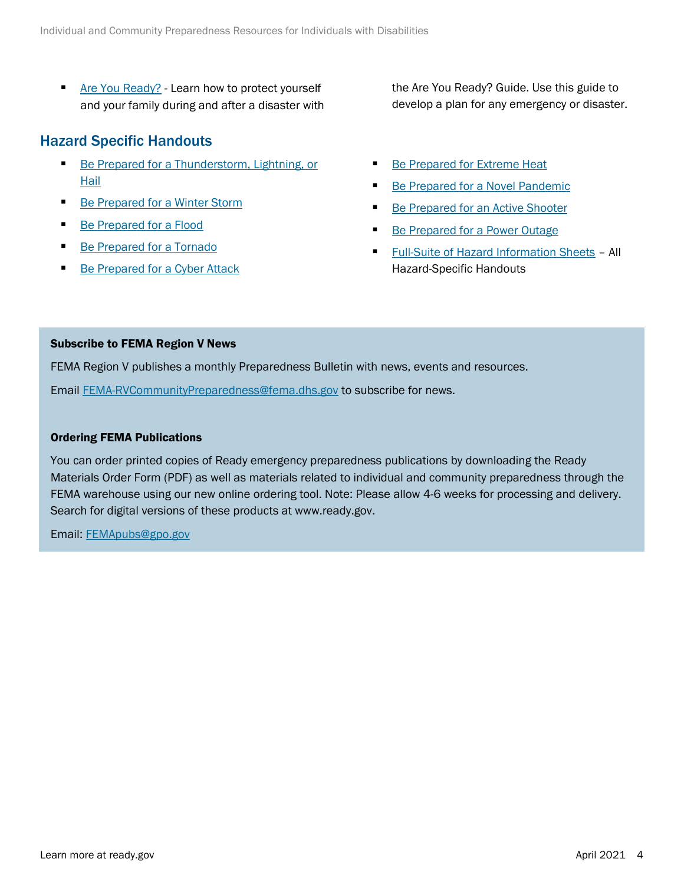- Are You Ready? - Learn how to protect yourself and your family during and after a disaster with the Are You Ready? Guide. Use this guide to develop a plan for any emergency or disaster.

## Hazard Specific Handouts

- Be Prepared for a Thunderstorm, Lightning, or Hail
- Be Prepared for a Winter Storm
- Be Prepared for a Flood
- Be Prepared for a Tornado
- Be Prepared for a Cyber Attack
- Be Prepared for Extreme Heat
- Be Prepared for a Novel Pandemic
- Be Prepared for an Active Shooter
- Be Prepared for a Power Outage
- Full-Suite of Hazard Information Sheets – All Hazard-Specific Handouts

**Subscribe to FEMA Region V News**

FEMA Region V publishes a monthly Preparedness Bulletin with news, events and resources.

Email FEMA-RVCommunityPreparedness@fema.dhs.gov to subscribe for news.

**Ordering FEMA Publications**

You can order printed copies of Ready emergency preparedness publications by downloading the Ready Materials Order Form (PDF) as well as materials related to individual and community preparedness through the FEMA warehouse using our new online ordering tool. Note: Please allow 4-6 weeks for processing and delivery. Search for digital versions of these products at www.ready.gov.

Email: FEMApubs@gpo.gov